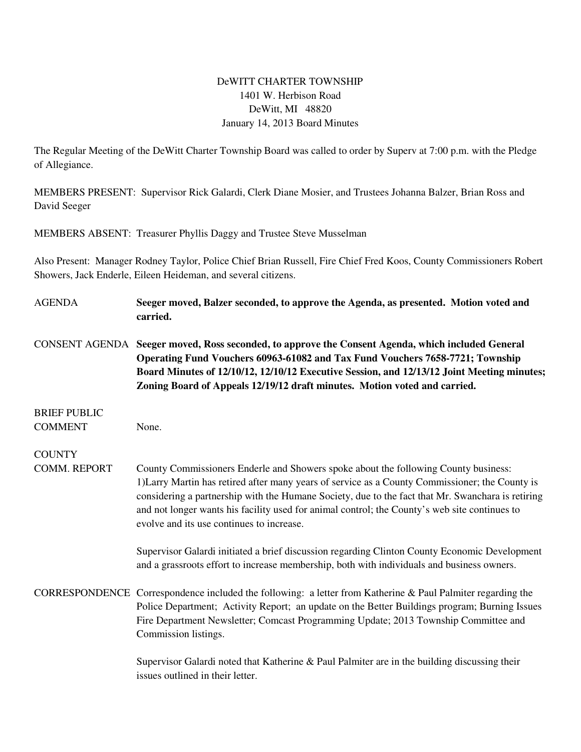DeWITT CHARTER TOWNSHIP
1401 W. Herbison Road
DeWitt, MI 48820
January 14, 2013 Board Minutes

The Regular Meeting of the DeWitt Charter Township Board was called to order by Superv at 7:00 p.m. with the Pledge of Allegiance.

MEMBERS PRESENT: Supervisor Rick Galardi, Clerk Diane Mosier, and Trustees Johanna Balzer, Brian Ross and David Seeger

MEMBERS ABSENT: Treasurer Phyllis Daggy and Trustee Steve Musselman

Also Present: Manager Rodney Taylor, Police Chief Brian Russell, Fire Chief Fred Koos, County Commissioners Robert Showers, Jack Enderle, Eileen Heideman, and several citizens.

AGENDA **Seeger moved, Balzer seconded, to approve the Agenda, as presented. Motion voted and carried.**

CONSENT AGENDA **Seeger moved, Ross seconded, to approve the Consent Agenda, which included General Operating Fund Vouchers 60963-61082 and Tax Fund Vouchers 7658-7721; Township Board Minutes of 12/10/12, 12/10/12 Executive Session, and 12/13/12 Joint Meeting minutes; Zoning Board of Appeals 12/19/12 draft minutes. Motion voted and carried.**

BRIEF PUBLIC COMMENT None.

COUNTY COMM. REPORT County Commissioners Enderle and Showers spoke about the following County business: 1)Larry Martin has retired after many years of service as a County Commissioner; the County is considering a partnership with the Humane Society, due to the fact that Mr. Swanchara is retiring and not longer wants his facility used for animal control; the County's web site continues to evolve and its use continues to increase.

Supervisor Galardi initiated a brief discussion regarding Clinton County Economic Development and a grassroots effort to increase membership, both with individuals and business owners.

CORRESPONDENCE Correspondence included the following: a letter from Katherine & Paul Palmiter regarding the Police Department; Activity Report; an update on the Better Buildings program; Burning Issues Fire Department Newsletter; Comcast Programming Update; 2013 Township Committee and Commission listings.

Supervisor Galardi noted that Katherine & Paul Palmiter are in the building discussing their issues outlined in their letter.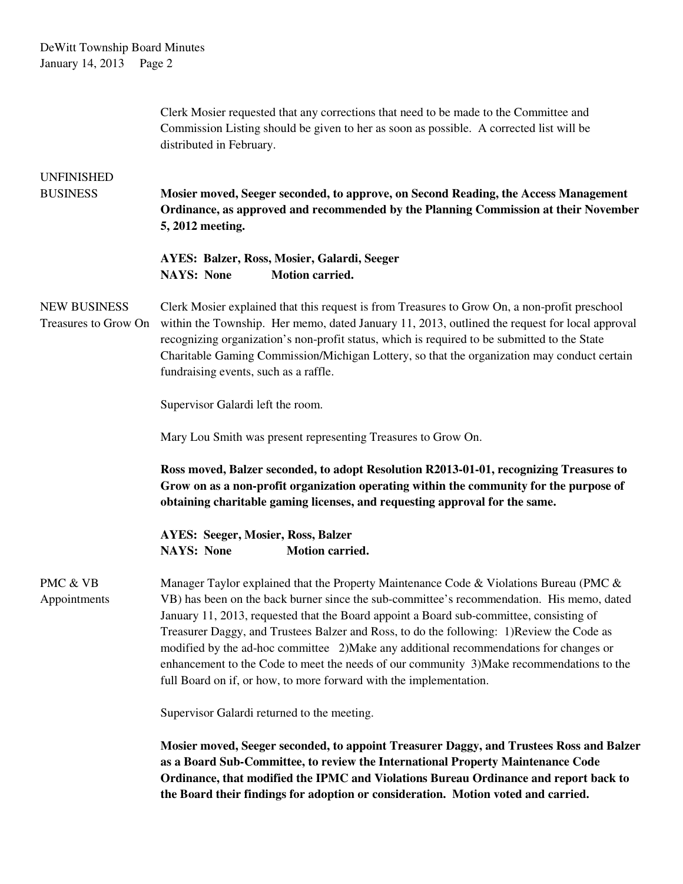Clerk Mosier requested that any corrections that need to be made to the Committee and Commission Listing should be given to her as soon as possible. A corrected list will be distributed in February.

**UNFINISHED BUSINESS**

**Mosier moved, Seeger seconded, to approve, on Second Reading, the Access Management Ordinance, as approved and recommended by the Planning Commission at their November 5, 2012 meeting.**

**AYES: Balzer, Ross, Mosier, Galardi, Seeger**
**NAYS: None Motion carried.**

**NEW BUSINESS**
**Treasures to Grow On**

Clerk Mosier explained that this request is from Treasures to Grow On, a non-profit preschool within the Township. Her memo, dated January 11, 2013, outlined the request for local approval recognizing organization's non-profit status, which is required to be submitted to the State Charitable Gaming Commission/Michigan Lottery, so that the organization may conduct certain fundraising events, such as a raffle.

Supervisor Galardi left the room.

Mary Lou Smith was present representing Treasures to Grow On.

**Ross moved, Balzer seconded, to adopt Resolution R2013-01-01, recognizing Treasures to Grow on as a non-profit organization operating within the community for the purpose of obtaining charitable gaming licenses, and requesting approval for the same.**

**AYES: Seeger, Mosier, Ross, Balzer**
**NAYS: None Motion carried.**

**PMC & VB Appointments**

Manager Taylor explained that the Property Maintenance Code & Violations Bureau (PMC & VB) has been on the back burner since the sub-committee's recommendation. His memo, dated January 11, 2013, requested that the Board appoint a Board sub-committee, consisting of Treasurer Daggy, and Trustees Balzer and Ross, to do the following: 1)Review the Code as modified by the ad-hoc committee 2)Make any additional recommendations for changes or enhancement to the Code to meet the needs of our community 3)Make recommendations to the full Board on if, or how, to more forward with the implementation.

Supervisor Galardi returned to the meeting.

**Mosier moved, Seeger seconded, to appoint Treasurer Daggy, and Trustees Ross and Balzer as a Board Sub-Committee, to review the International Property Maintenance Code Ordinance, that modified the IPMC and Violations Bureau Ordinance and report back to the Board their findings for adoption or consideration. Motion voted and carried.**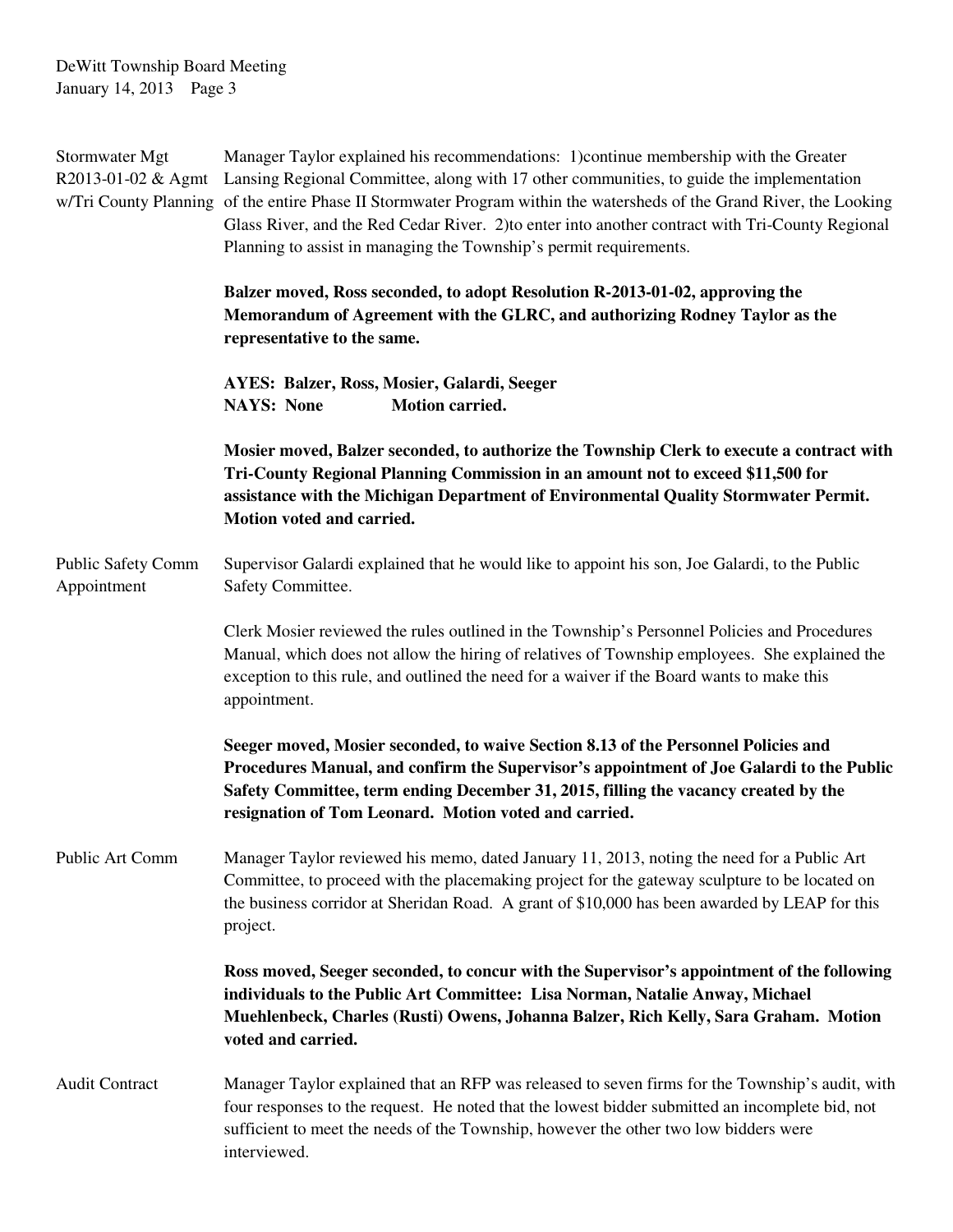**Stormwater Mgt R2013-01-02 & Agmt w/Tri County Planning**

Manager Taylor explained his recommendations: 1)continue membership with the Greater Lansing Regional Committee, along with 17 other communities, to guide the implementation of the entire Phase II Stormwater Program within the watersheds of the Grand River, the Looking Glass River, and the Red Cedar River. 2)to enter into another contract with Tri-County Regional Planning to assist in managing the Township's permit requirements.

**Balzer moved, Ross seconded, to adopt Resolution R-2013-01-02, approving the Memorandum of Agreement with the GLRC, and authorizing Rodney Taylor as the representative to the same.**

**AYES: Balzer, Ross, Mosier, Galardi, Seeger**
**NAYS: None Motion carried.**

**Mosier moved, Balzer seconded, to authorize the Township Clerk to execute a contract with Tri-County Regional Planning Commission in an amount not to exceed $11,500 for assistance with the Michigan Department of Environmental Quality Stormwater Permit. Motion voted and carried.**

**Public Safety Comm Appointment**

Supervisor Galardi explained that he would like to appoint his son, Joe Galardi, to the Public Safety Committee.

Clerk Mosier reviewed the rules outlined in the Township's Personnel Policies and Procedures Manual, which does not allow the hiring of relatives of Township employees. She explained the exception to this rule, and outlined the need for a waiver if the Board wants to make this appointment.

**Seeger moved, Mosier seconded, to waive Section 8.13 of the Personnel Policies and Procedures Manual, and confirm the Supervisor's appointment of Joe Galardi to the Public Safety Committee, term ending December 31, 2015, filling the vacancy created by the resignation of Tom Leonard. Motion voted and carried.**

**Public Art Comm**

Manager Taylor reviewed his memo, dated January 11, 2013, noting the need for a Public Art Committee, to proceed with the placemaking project for the gateway sculpture to be located on the business corridor at Sheridan Road. A grant of $10,000 has been awarded by LEAP for this project.

**Ross moved, Seeger seconded, to concur with the Supervisor's appointment of the following individuals to the Public Art Committee: Lisa Norman, Natalie Anway, Michael Muehlenbeck, Charles (Rusti) Owens, Johanna Balzer, Rich Kelly, Sara Graham. Motion voted and carried.**

**Audit Contract**

Manager Taylor explained that an RFP was released to seven firms for the Township's audit, with four responses to the request. He noted that the lowest bidder submitted an incomplete bid, not sufficient to meet the needs of the Township, however the other two low bidders were interviewed.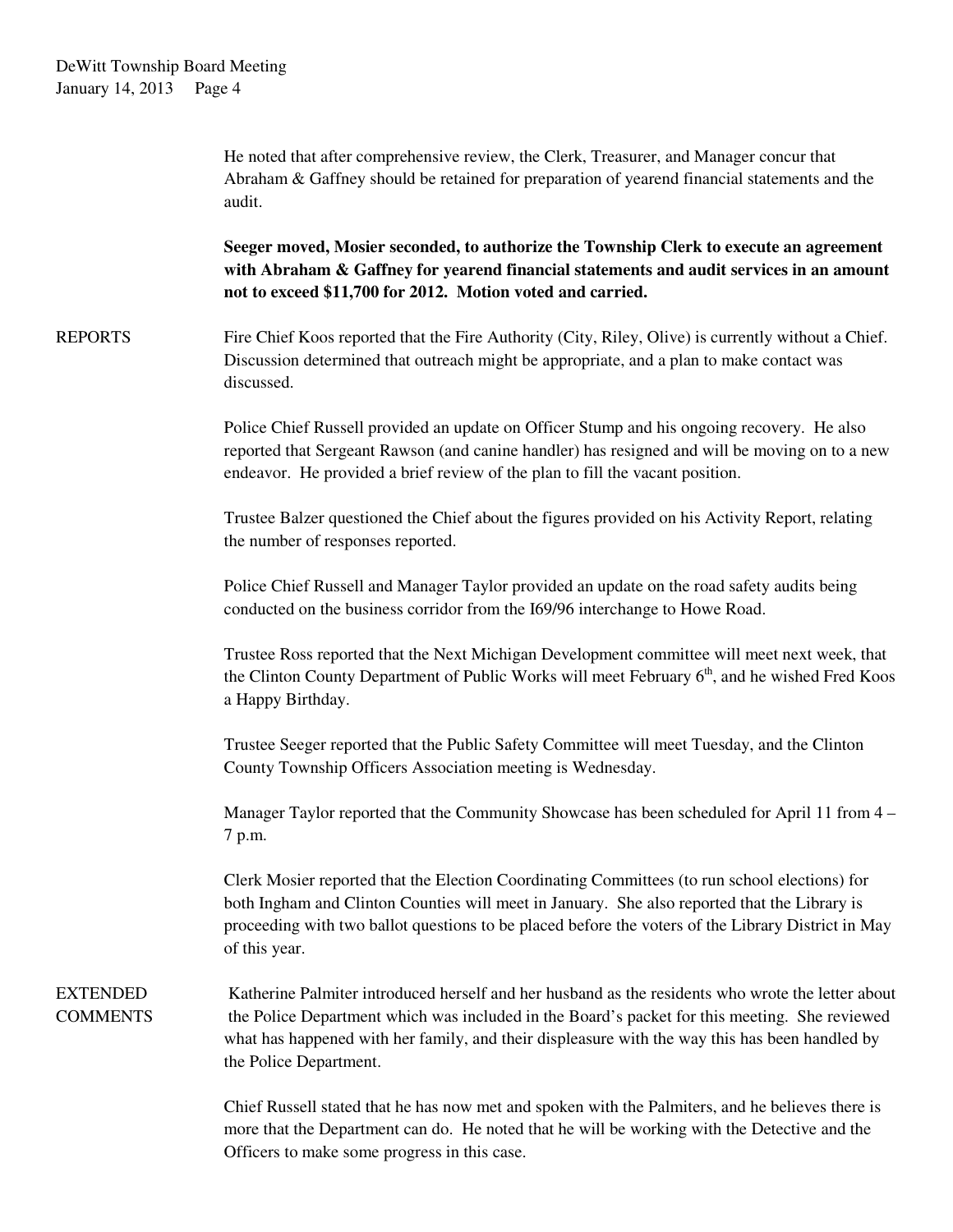He noted that after comprehensive review, the Clerk, Treasurer, and Manager concur that Abraham & Gaffney should be retained for preparation of yearend financial statements and the audit.

**Seeger moved, Mosier seconded, to authorize the Township Clerk to execute an agreement with Abraham & Gaffney for yearend financial statements and audit services in an amount not to exceed $11,700 for 2012. Motion voted and carried.**

REPORTS

Fire Chief Koos reported that the Fire Authority (City, Riley, Olive) is currently without a Chief. Discussion determined that outreach might be appropriate, and a plan to make contact was discussed.

Police Chief Russell provided an update on Officer Stump and his ongoing recovery. He also reported that Sergeant Rawson (and canine handler) has resigned and will be moving on to a new endeavor. He provided a brief review of the plan to fill the vacant position.

Trustee Balzer questioned the Chief about the figures provided on his Activity Report, relating the number of responses reported.

Police Chief Russell and Manager Taylor provided an update on the road safety audits being conducted on the business corridor from the I69/96 interchange to Howe Road.

Trustee Ross reported that the Next Michigan Development committee will meet next week, that the Clinton County Department of Public Works will meet February 6th, and he wished Fred Koos a Happy Birthday.

Trustee Seeger reported that the Public Safety Committee will meet Tuesday, and the Clinton County Township Officers Association meeting is Wednesday.

Manager Taylor reported that the Community Showcase has been scheduled for April 11 from 4 – 7 p.m.

Clerk Mosier reported that the Election Coordinating Committees (to run school elections) for both Ingham and Clinton Counties will meet in January. She also reported that the Library is proceeding with two ballot questions to be placed before the voters of the Library District in May of this year.

EXTENDED COMMENTS

Katherine Palmiter introduced herself and her husband as the residents who wrote the letter about the Police Department which was included in the Board's packet for this meeting. She reviewed what has happened with her family, and their displeasure with the way this has been handled by the Police Department.

Chief Russell stated that he has now met and spoken with the Palmiters, and he believes there is more that the Department can do. He noted that he will be working with the Detective and the Officers to make some progress in this case.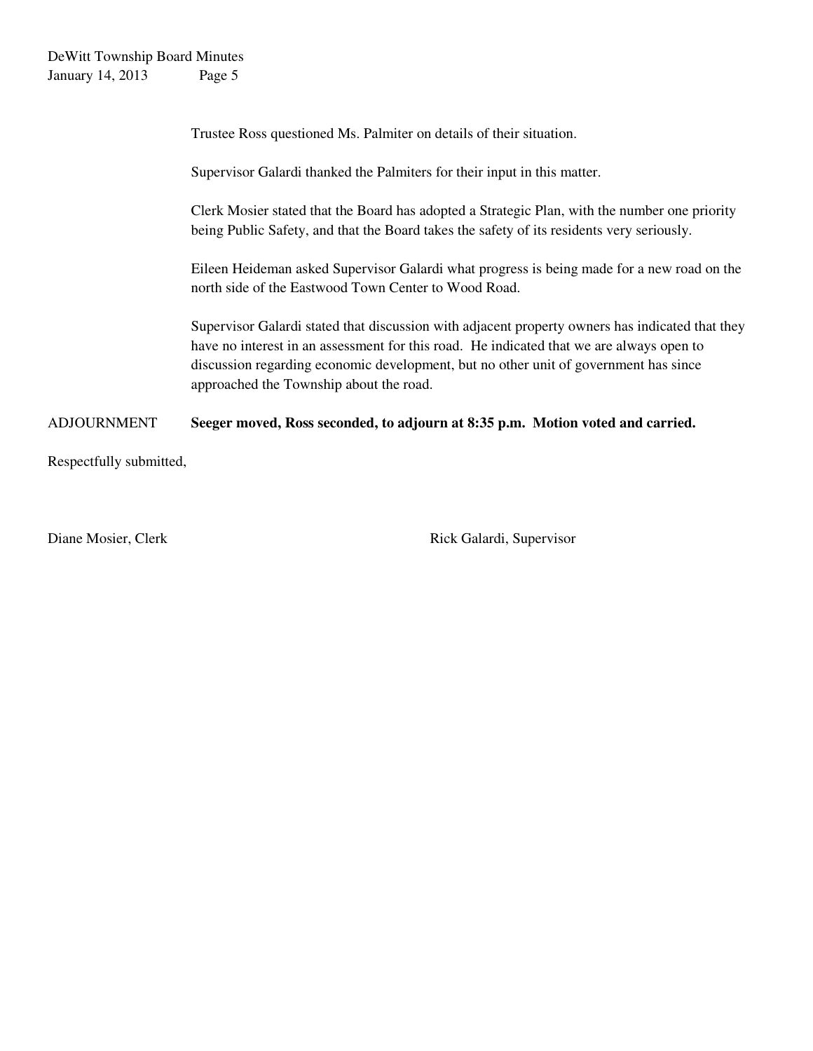Trustee Ross questioned Ms. Palmiter on details of their situation.

Supervisor Galardi thanked the Palmiters for their input in this matter.

Clerk Mosier stated that the Board has adopted a Strategic Plan, with the number one priority being Public Safety, and that the Board takes the safety of its residents very seriously.

Eileen Heideman asked Supervisor Galardi what progress is being made for a new road on the north side of the Eastwood Town Center to Wood Road.

Supervisor Galardi stated that discussion with adjacent property owners has indicated that they have no interest in an assessment for this road. He indicated that we are always open to discussion regarding economic development, but no other unit of government has since approached the Township about the road.

ADJOURNMENT **Seeger moved, Ross seconded, to adjourn at 8:35 p.m. Motion voted and carried.**

Respectfully submitted,

Diane Mosier, Clerk

Rick Galardi, Supervisor